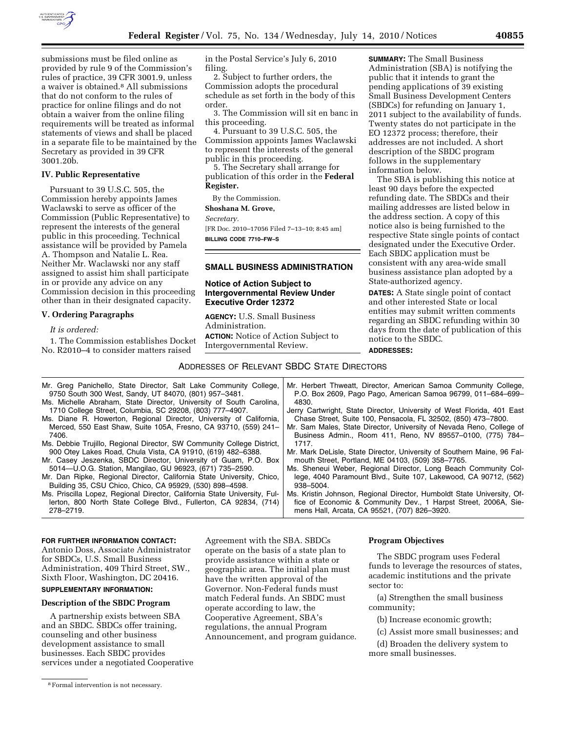submissions must be filed online as provided by rule 9 of the Commission's rules of practice, 39 CFR 3001.9, unless a waiver is obtained.[8] All submissions that do not conform to the rules of practice for online filings and do not obtain a waiver from the online filing requirements will be treated as informal statements of views and shall be placed in a separate file to be maintained by the Secretary as provided in 39 CFR 3001.20b.

### IV. Public Representative

Pursuant to 39 U.S.C. 505, the Commission hereby appoints James Waclawski to serve as officer of the Commission (Public Representative) to represent the interests of the general public in this proceeding. Technical assistance will be provided by Pamela A. Thompson and Natalie L. Rea. Neither Mr. Waclawski nor any staff assigned to assist him shall participate in or provide any advice on any Commission decision in this proceeding other than in their designated capacity.

### V. Ordering Paragraphs

*It is ordered:*

1. The Commission establishes Docket No. R2010–4 to consider matters raised in the Postal Service's July 6, 2010 filing.

2. Subject to further orders, the Commission adopts the procedural schedule as set forth in the body of this order.

3. The Commission will sit en banc in this proceeding.

4. Pursuant to 39 U.S.C. 505, the Commission appoints James Waclawski to represent the interests of the general public in this proceeding.

5. The Secretary shall arrange for publication of this order in the **Federal Register.**

By the Commission.

**Shoshana M. Grove,**

*Secretary.*

[FR Doc. 2010–17056 Filed 7–13–10; 8:45 am]

**BILLING CODE 7710–FW–S**

## SMALL BUSINESS ADMINISTRATION

### Notice of Action Subject to Intergovernmental Review Under Executive Order 12372

**AGENCY:** U.S. Small Business Administration.

**ACTION:** Notice of Action Subject to Intergovernmental Review.

**SUMMARY:** The Small Business Administration (SBA) is notifying the public that it intends to grant the pending applications of 39 existing Small Business Development Centers (SBDCs) for refunding on January 1, 2011 subject to the availability of funds. Twenty states do not participate in the EO 12372 process; therefore, their addresses are not included. A short description of the SBDC program follows in the supplementary information below.

The SBA is publishing this notice at least 90 days before the expected refunding date. The SBDCs and their mailing addresses are listed below in the address section. A copy of this notice also is being furnished to the respective State single points of contact designated under the Executive Order. Each SBDC application must be consistent with any area-wide small business assistance plan adopted by a State-authorized agency.

**DATES:** A State single point of contact and other interested State or local entities may submit written comments regarding an SBDC refunding within 30 days from the date of publication of this notice to the SBDC.

**ADDRESSES:**

ADDRESSES OF RELEVANT SBDC STATE DIRECTORS

Mr. Greg Panichello, State Director, Salt Lake Community College, 9750 South 300 West, Sandy, UT 84070, (801) 957–3481.

Ms. Michelle Abraham, State Director, University of South Carolina, 1710 College Street, Columbia, SC 29208, (803) 777–4907.

Ms. Diane R. Howerton, Regional Director, University of California, Merced, 550 East Shaw, Suite 105A, Fresno, CA 93710, (559) 241–7406.

Ms. Debbie Trujillo, Regional Director, SW Community College District, 900 Otey Lakes Road, Chula Vista, CA 91910, (619) 482–6388.

Mr. Casey Jeszenka, SBDC Director, University of Guam, P.O. Box 5014—U.O.G. Station, Mangilao, GU 96923, (671) 735–2590.

Mr. Dan Ripke, Regional Director, California State University, Chico, Building 35, CSU Chico, Chico, CA 95929, (530) 898–4598.

Ms. Priscilla Lopez, Regional Director, California State University, Fullerton, 800 North State College Blvd., Fullerton, CA 92834, (714) 278–2719.

Mr. Herbert Thweatt, Director, American Samoa Community College, P.O. Box 2609, Pago Pago, American Samoa 96799, 011–684–699–4830.

Jerry Cartwright, State Director, University of West Florida, 401 East Chase Street, Suite 100, Pensacola, FL 32502, (850) 473–7800.

Mr. Sam Males, State Director, University of Nevada Reno, College of Business Admin., Room 411, Reno, NV 89557–0100, (775) 784–1717.

Mr. Mark DeLisle, State Director, University of Southern Maine, 96 Falmouth Street, Portland, ME 04103, (509) 358–7765.

Ms. Sheneui Weber, Regional Director, Long Beach Community College, 4040 Paramount Blvd., Suite 107, Lakewood, CA 90712, (562) 938–5004.

Ms. Kristin Johnson, Regional Director, Humboldt State University, Office of Economic & Community Dev., 1 Harpst Street, 2006A, Siemens Hall, Arcata, CA 95521, (707) 826–3920.

**FOR FURTHER INFORMATION CONTACT:** Antonio Doss, Associate Administrator for SBDCs, U.S. Small Business Administration, 409 Third Street, SW., Sixth Floor, Washington, DC 20416.

**SUPPLEMENTARY INFORMATION:**

### Description of the SBDC Program

A partnership exists between SBA and an SBDC. SBDCs offer training, counseling and other business development assistance to small businesses. Each SBDC provides services under a negotiated Cooperative Agreement with the SBA. SBDCs operate on the basis of a state plan to provide assistance within a state or geographic area. The initial plan must have the written approval of the Governor. Non-Federal funds must match Federal funds. An SBDC must operate according to law, the Cooperative Agreement, SBA's regulations, the annual Program Announcement, and program guidance.

### Program Objectives

The SBDC program uses Federal funds to leverage the resources of states, academic institutions and the private sector to:

(a) Strengthen the small business community;

(b) Increase economic growth;

(c) Assist more small businesses; and

(d) Broaden the delivery system to more small businesses.

[8] Formal intervention is not necessary.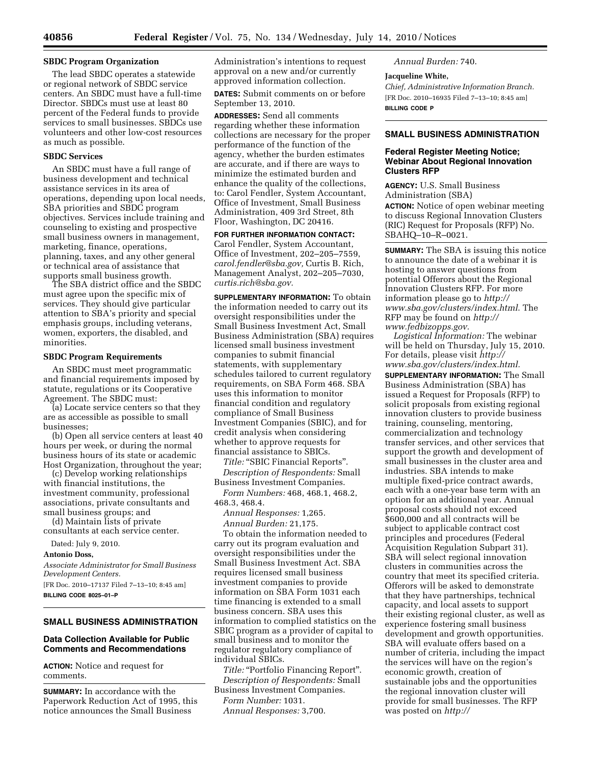### SBDC Program Organization

The lead SBDC operates a statewide or regional network of SBDC service centers. An SBDC must have a full-time Director. SBDCs must use at least 80 percent of the Federal funds to provide services to small businesses. SBDCs use volunteers and other low-cost resources as much as possible.

### SBDC Services

An SBDC must have a full range of business development and technical assistance services in its area of operations, depending upon local needs, SBA priorities and SBDC program objectives. Services include training and counseling to existing and prospective small business owners in management, marketing, finance, operations, planning, taxes, and any other general or technical area of assistance that supports small business growth.

The SBA district office and the SBDC must agree upon the specific mix of services. They should give particular attention to SBA's priority and special emphasis groups, including veterans, women, exporters, the disabled, and minorities.

### SBDC Program Requirements

An SBDC must meet programmatic and financial requirements imposed by statute, regulations or its Cooperative Agreement. The SBDC must:

(a) Locate service centers so that they are as accessible as possible to small businesses;

(b) Open all service centers at least 40 hours per week, or during the normal business hours of its state or academic Host Organization, throughout the year;

(c) Develop working relationships with financial institutions, the investment community, professional associations, private consultants and small business groups; and

(d) Maintain lists of private consultants at each service center.

Dated: July 9, 2010.

**Antonio Doss,**

*Associate Administrator for Small Business Development Centers.*

[FR Doc. 2010–17137 Filed 7–13–10; 8:45 am]

**BILLING CODE 8025–01–P**

## SMALL BUSINESS ADMINISTRATION

### Data Collection Available for Public Comments and Recommendations

**ACTION:** Notice and request for comments.

**SUMMARY:** In accordance with the Paperwork Reduction Act of 1995, this notice announces the Small Business Administration's intentions to request approval on a new and/or currently approved information collection.

**DATES:** Submit comments on or before September 13, 2010.

**ADDRESSES:** Send all comments regarding whether these information collections are necessary for the proper performance of the function of the agency, whether the burden estimates are accurate, and if there are ways to minimize the estimated burden and enhance the quality of the collections, to: Carol Fendler, System Accountant, Office of Investment, Small Business Administration, 409 3rd Street, 8th Floor, Washington, DC 20416.

**FOR FURTHER INFORMATION CONTACT:** Carol Fendler, System Accountant, Office of Investment, 202–205–7559, *carol.fendler@sba.gov,* Curtis B. Rich, Management Analyst, 202–205–7030, *curtis.rich@sba.gov.*

**SUPPLEMENTARY INFORMATION:** To obtain the information needed to carry out its oversight responsibilities under the Small Business Investment Act, Small Business Administration (SBA) requires licensed small business investment companies to submit financial statements, with supplementary schedules tailored to current regulatory requirements, on SBA Form 468. SBA uses this information to monitor financial condition and regulatory compliance of Small Business Investment Companies (SBIC), and for credit analysis when considering whether to approve requests for financial assistance to SBICs.

*Title:* "SBIC Financial Reports".

*Description of Respondents:* Small Business Investment Companies.

*Form Numbers:* 468, 468.1, 468.2, 468.3, 468.4.

*Annual Responses:* 1,265.

*Annual Burden:* 21,175.

To obtain the information needed to carry out its program evaluation and oversight responsibilities under the Small Business Investment Act. SBA requires licensed small business investment companies to provide information on SBA Form 1031 each time financing is extended to a small business concern. SBA uses this information to complied statistics on the SBIC program as a provider of capital to small business and to monitor the regulator regulatory compliance of individual SBICs.

*Title:* "Portfolio Financing Report".

*Description of Respondents:* Small Business Investment Companies.

*Form Number:* 1031.

*Annual Responses:* 3,700.

*Annual Burden:* 740.

**Jacqueline White,**

*Chief, Administrative Information Branch.*

[FR Doc. 2010–16935 Filed 7–13–10; 8:45 am]

**BILLING CODE P**

## SMALL BUSINESS ADMINISTRATION

### Federal Register Meeting Notice; Webinar About Regional Innovation Clusters RFP

**AGENCY:** U.S. Small Business Administration (SBA)

**ACTION:** Notice of open webinar meeting to discuss Regional Innovation Clusters (RIC) Request for Proposals (RFP) No. SBAHQ–10–R–0021.

**SUMMARY:** The SBA is issuing this notice to announce the date of a webinar it is hosting to answer questions from potential Offerors about the Regional Innovation Clusters RFP. For more information please go to *http://www.sba.gov/clusters/index.html*. The RFP may be found on *http://www.fedbizopps.gov.*

*Logistical Information:* The webinar will be held on Thursday, July 15, 2010. For details, please visit *http://www.sba.gov/clusters/index.html.*

**SUPPLEMENTARY INFORMATION:** The Small Business Administration (SBA) has issued a Request for Proposals (RFP) to solicit proposals from existing regional innovation clusters to provide business training, counseling, mentoring, commercialization and technology transfer services, and other services that support the growth and development of small businesses in the cluster area and industries. SBA intends to make multiple fixed-price contract awards, each with a one-year base term with an option for an additional year. Annual proposal costs should not exceed $600,000 and all contracts will be subject to applicable contract cost principles and procedures (Federal Acquisition Regulation Subpart 31). SBA will select regional innovation clusters in communities across the country that meet its specified criteria. Offerors will be asked to demonstrate that they have partnerships, technical capacity, and local assets to support their existing regional cluster, as well as experience fostering small business development and growth opportunities. SBA will evaluate offers based on a number of criteria, including the impact the services will have on the region's economic growth, creation of sustainable jobs and the opportunities the regional innovation cluster will provide for small businesses. The RFP was posted on *http://*